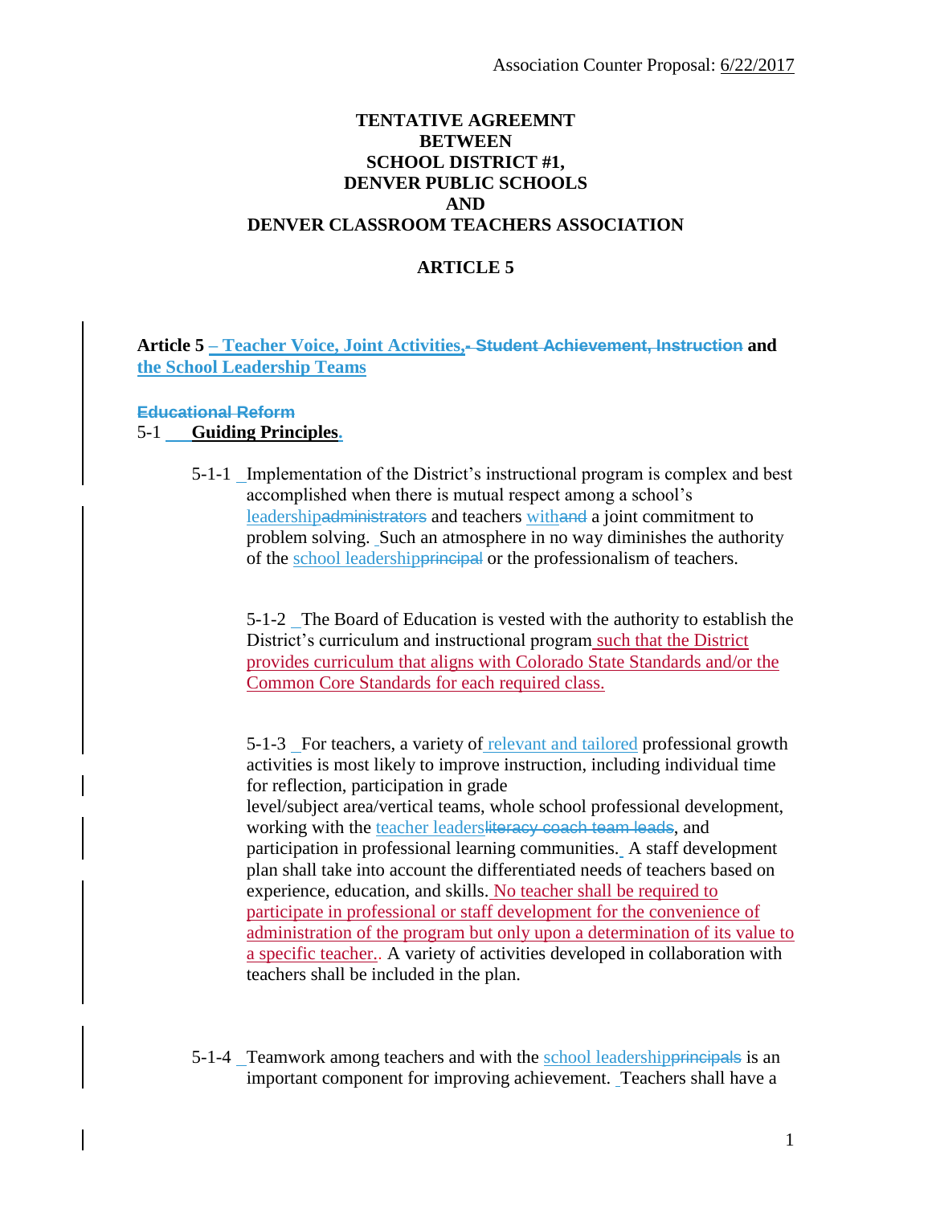Association Counter Proposal: 6/22/2017

**TENTATIVE AGREEMNT**
**BETWEEN**
**SCHOOL DISTRICT #1,**
**DENVER PUBLIC SCHOOLS**
**AND**
**DENVER CLASSROOM TEACHERS ASSOCIATION**

**ARTICLE 5**

**Article 5 – Teacher Voice, Joint Activities, ~~- Student Achievement, Instruction~~ and the School Leadership Teams**

~~**Educational Reform**~~

5-1 **Guiding Principles.**

5-1-1 Implementation of the District's instructional program is complex and best accomplished when there is mutual respect among a school's leadership~~administrators~~ and teachers with~~and~~ a joint commitment to problem solving. Such an atmosphere in no way diminishes the authority of the school leadership~~principal~~ or the professionalism of teachers.

5-1-2 The Board of Education is vested with the authority to establish the District's curriculum and instructional program such that the District provides curriculum that aligns with Colorado State Standards and/or the Common Core Standards for each required class.

5-1-3 For teachers, a variety of relevant and tailored professional growth activities is most likely to improve instruction, including individual time for reflection, participation in grade level/subject area/vertical teams, whole school professional development, working with the teacher leaders~~literacy coach team leads~~, and participation in professional learning communities. A staff development plan shall take into account the differentiated needs of teachers based on experience, education, and skills. No teacher shall be required to participate in professional or staff development for the convenience of administration of the program but only upon a determination of its value to a specific teacher.. A variety of activities developed in collaboration with teachers shall be included in the plan.

5-1-4 Teamwork among teachers and with the school leadership~~principals~~ is an important component for improving achievement. Teachers shall have a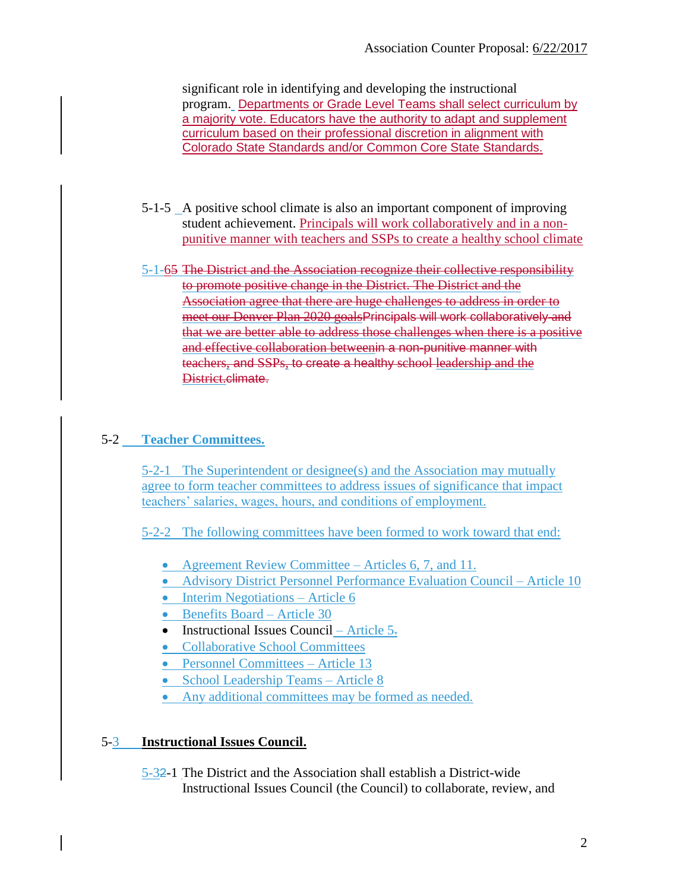significant role in identifying and developing the instructional program. Departments or Grade Level Teams shall select curriculum by a majority vote. Educators have the authority to adapt and supplement curriculum based on their professional discretion in alignment with Colorado State Standards and/or Common Core State Standards.

5-1-5 A positive school climate is also an important component of improving student achievement. Principals will work collaboratively and in a non-punitive manner with teachers and SSPs to create a healthy school climate

5-1-65 ~~The District and the Association recognize their collective responsibility to promote positive change in the District. The District and the Association agree that there are huge challenges to address in order to meet our Denver Plan 2020 goals~~~~Principals will work collaboratively and~~ ~~that we are better able to address those challenges when there is a positive and effective collaboration between~~~~in a non-punitive manner with teachers, and SSPs, to create a healthy school~~ ~~leadership and the District.~~~~climate.~~

## 5-2 Teacher Committees.

5-2-1 The Superintendent or designee(s) and the Association may mutually agree to form teacher committees to address issues of significance that impact teachers' salaries, wages, hours, and conditions of employment.

5-2-2 The following committees have been formed to work toward that end:

- Agreement Review Committee – Articles 6, 7, and 11.
- Advisory District Personnel Performance Evaluation Council – Article 10
- Interim Negotiations – Article 6
- Benefits Board – Article 30
- Instructional Issues Council – Article 5.
- Collaborative School Committees
- Personnel Committees – Article 13
- School Leadership Teams – Article 8
- Any additional committees may be formed as needed.

## 5-3 Instructional Issues Council.

5-32-1 The District and the Association shall establish a District-wide Instructional Issues Council (the Council) to collaborate, review, and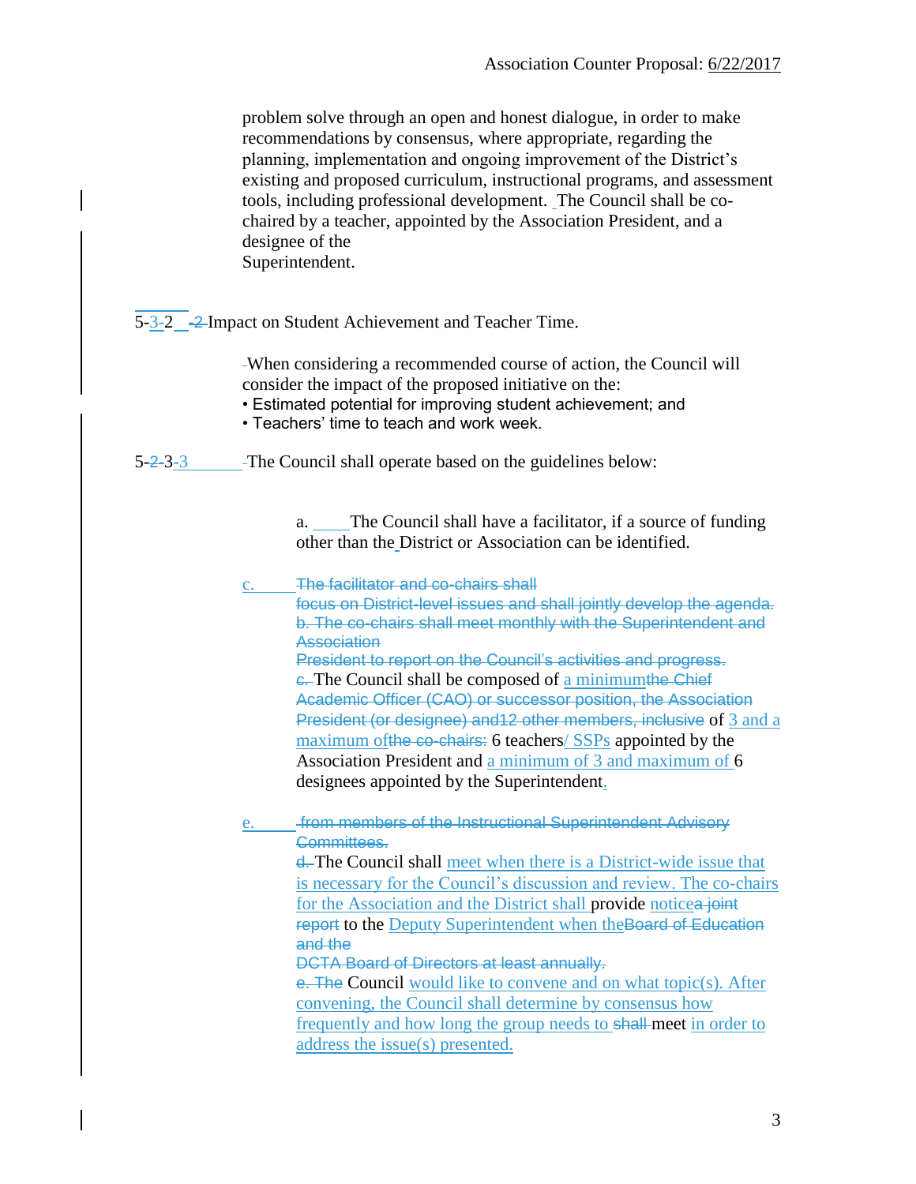problem solve through an open and honest dialogue, in order to make recommendations by consensus, where appropriate, regarding the planning, implementation and ongoing improvement of the District's existing and proposed curriculum, instructional programs, and assessment tools, including professional development. The Council shall be co-chaired by a teacher, appointed by the Association President, and a designee of the Superintendent.

5-3-2 ~~-2~~ Impact on Student Achievement and Teacher Time.

When considering a recommended course of action, the Council will consider the impact of the proposed initiative on the:

- Estimated potential for improving student achievement; and
- Teachers' time to teach and work week.

5-~~2~~-3-3 The Council shall operate based on the guidelines below:

a. The Council shall have a facilitator, if a source of funding other than the District or Association can be identified.

c. ~~The facilitator and co-chairs shall focus on District-level issues and shall jointly develop the agenda. b. The co-chairs shall meet monthly with the Superintendent and Association President to report on the Council's activities and progress.~~ ~~c.~~ The Council shall be composed of a minimum~~the Chief Academic Officer (CAO) or successor position, the Association President (or designee) and12 other members, inclusive~~ of 3 and a maximum of~~the co-chairs:~~ 6 teachers/ SSPs appointed by the Association President and a minimum of 3 and maximum of 6 designees appointed by the Superintendent.

e. ~~from members of the Instructional Superintendent Advisory Committees.~~ ~~d.~~ The Council shall meet when there is a District-wide issue that is necessary for the Council's discussion and review. The co-chairs for the Association and the District shall provide notice~~a joint report~~ to the Deputy Superintendent when the~~Board of Education and the DCTA Board of Directors at least annually.~~ ~~e. The~~ Council would like to convene and on what topic(s). After convening, the Council shall determine by consensus how frequently and how long the group needs to ~~shall~~ meet in order to address the issue(s) presented.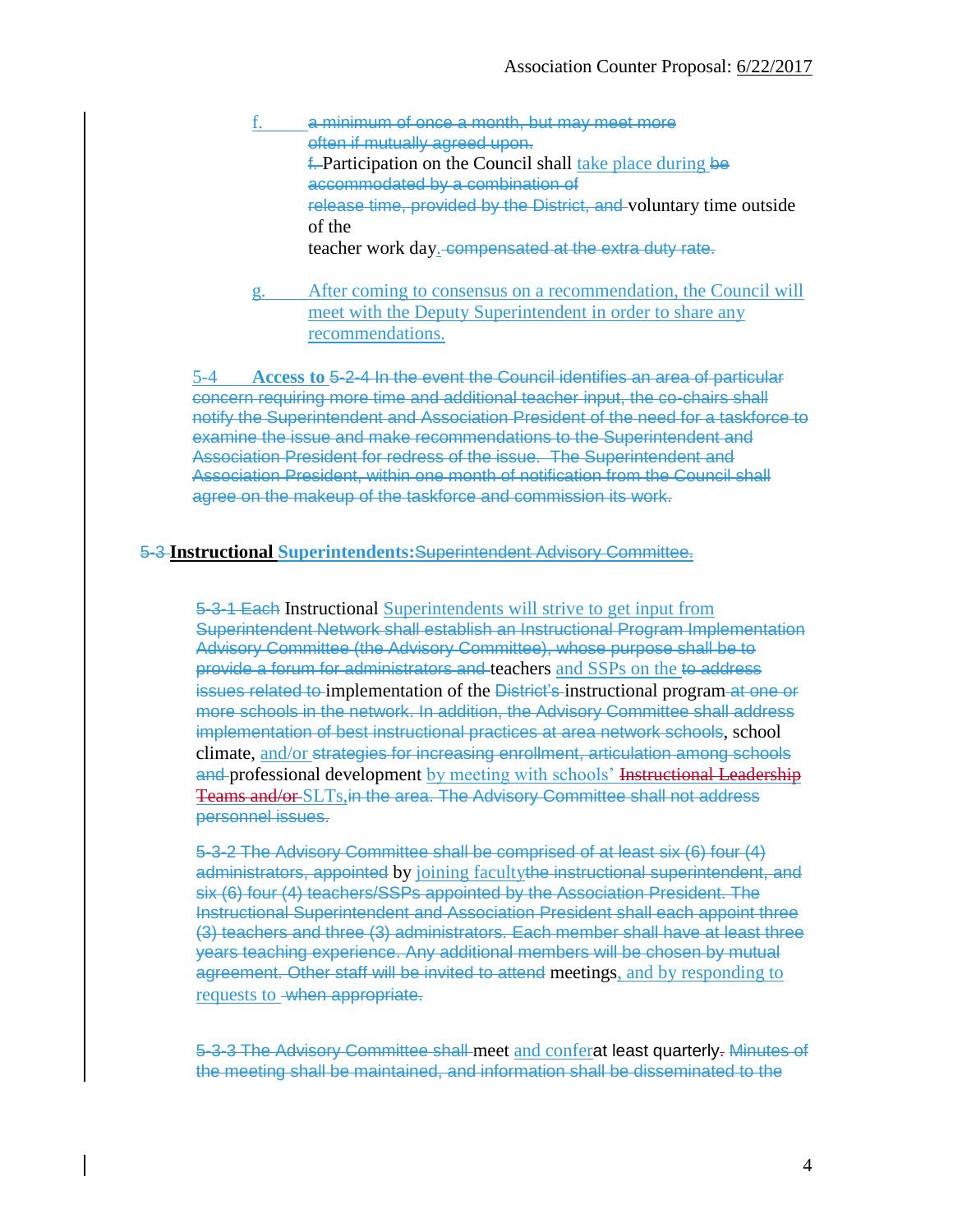f. a minimum of once a month, but may meet more often if mutually agreed upon.

f. Participation on the Council shall take place during be accommodated by a combination of release time, provided by the District, and voluntary time outside of the teacher work day. compensated at the extra duty rate.

g. After coming to consensus on a recommendation, the Council will meet with the Deputy Superintendent in order to share any recommendations.

5-4 **Access to** 5-2-4 In the event the Council identifies an area of particular concern requiring more time and additional teacher input, the co-chairs shall notify the Superintendent and Association President of the need for a taskforce to examine the issue and make recommendations to the Superintendent and Association President for redress of the issue. The Superintendent and Association President, within one month of notification from the Council shall agree on the makeup of the taskforce and commission its work.

5-3 **Instructional Superintendents:** Superintendent Advisory Committee.

5-3-1 Each Instructional Superintendents will strive to get input from Superintendent Network shall establish an Instructional Program Implementation Advisory Committee (the Advisory Committee), whose purpose shall be to provide a forum for administrators and teachers and SSPs on the to address issues related to implementation of the District's instructional program at one or more schools in the network. In addition, the Advisory Committee shall address implementation of best instructional practices at area network schools, school climate, and/or strategies for increasing enrollment, articulation among schools and professional development by meeting with schools' Instructional Leadership Teams and/or SLTs, in the area. The Advisory Committee shall not address personnel issues.

5-3-2 The Advisory Committee shall be comprised of at least six (6) four (4) administrators, appointed by joining faculty the instructional superintendent, and six (6) four (4) teachers/SSPs appointed by the Association President. The Instructional Superintendent and Association President shall each appoint three (3) teachers and three (3) administrators. Each member shall have at least three years teaching experience. Any additional members will be chosen by mutual agreement. Other staff will be invited to attend meetings, and by responding to requests to when appropriate.

5-3-3 The Advisory Committee shall meet and confer at least quarterly. Minutes of the meeting shall be maintained, and information shall be disseminated to the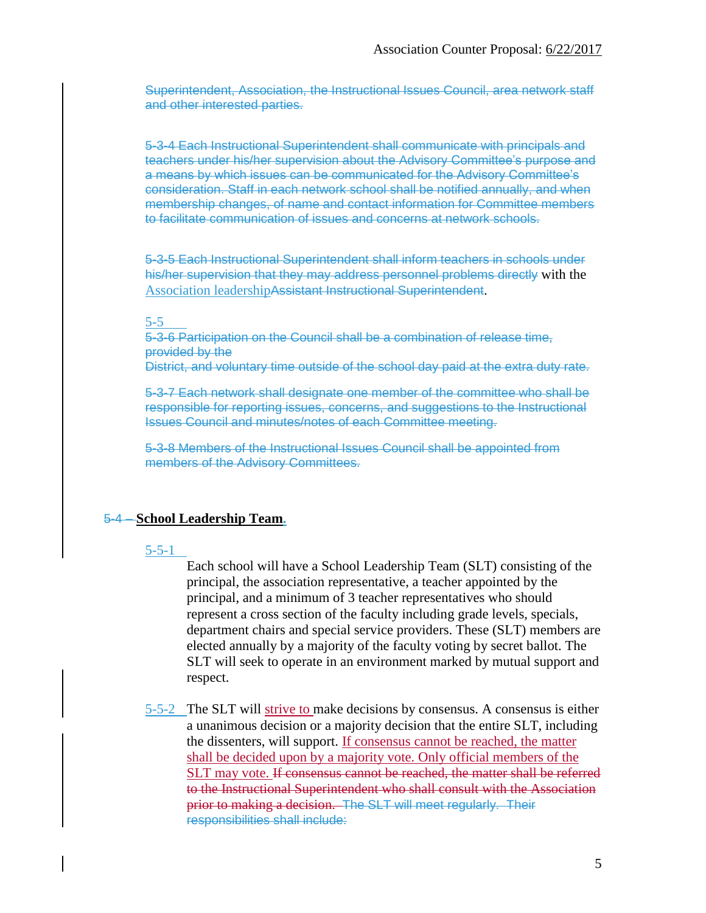Superintendent, Association, the Instructional Issues Council, area network staff and other interested parties.

5-3-4 Each Instructional Superintendent shall communicate with principals and teachers under his/her supervision about the Advisory Committee's purpose and a means by which issues can be communicated for the Advisory Committee's consideration. Staff in each network school shall be notified annually, and when membership changes, of name and contact information for Committee members to facilitate communication of issues and concerns at network schools.

5-3-5 Each Instructional Superintendent shall inform teachers in schools under his/her supervision that they may address personnel problems directly with the Association leadershipAssistant Instructional Superintendent.

5-5

5-3-6 Participation on the Council shall be a combination of release time, provided by the District, and voluntary time outside of the school day paid at the extra duty rate.

5-3-7 Each network shall designate one member of the committee who shall be responsible for reporting issues, concerns, and suggestions to the Instructional Issues Council and minutes/notes of each Committee meeting.

5-3-8 Members of the Instructional Issues Council shall be appointed from members of the Advisory Committees.

## 5-4 – **School Leadership Team.**

5-5-1

Each school will have a School Leadership Team (SLT) consisting of the principal, the association representative, a teacher appointed by the principal, and a minimum of 3 teacher representatives who should represent a cross section of the faculty including grade levels, specials, department chairs and special service providers. These (SLT) members are elected annually by a majority of the faculty voting by secret ballot. The SLT will seek to operate in an environment marked by mutual support and respect.

5-5-2 The SLT will strive to make decisions by consensus. A consensus is either a unanimous decision or a majority decision that the entire SLT, including the dissenters, will support. If consensus cannot be reached, the matter shall be decided upon by a majority vote. Only official members of the SLT may vote. If consensus cannot be reached, the matter shall be referred to the Instructional Superintendent who shall consult with the Association prior to making a decision. The SLT will meet regularly. Their responsibilities shall include: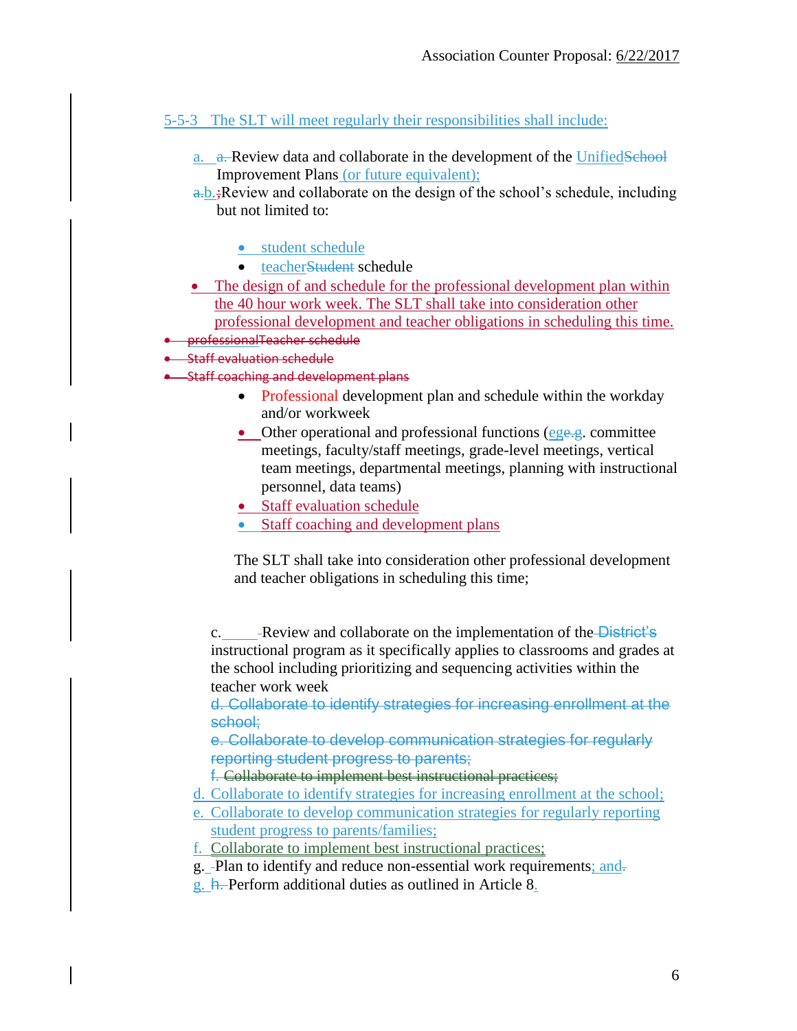5-5-3 The SLT will meet regularly their responsibilities shall include:

a. a. Review data and collaborate in the development of the UnifiedSchool Improvement Plans (or future equivalent);

a.b. ;Review and collaborate on the design of the school's schedule, including but not limited to:

- student schedule
- teacherStudent schedule

- The design of and schedule for the professional development plan within the 40 hour work week. The SLT shall take into consideration other professional development and teacher obligations in scheduling this time.
- ~~professionalTeacher schedule~~
- ~~Staff evaluation schedule~~
- ~~Staff coaching and development plans~~

  - Professional development plan and schedule within the workday and/or workweek
  - Other operational and professional functions (ege.g. committee meetings, faculty/staff meetings, grade-level meetings, vertical team meetings, departmental meetings, planning with instructional personnel, data teams)
  - Staff evaluation schedule
  - Staff coaching and development plans

  The SLT shall take into consideration other professional development and teacher obligations in scheduling this time;

c. Review and collaborate on the implementation of the ~~District's~~ instructional program as it specifically applies to classrooms and grades at the school including prioritizing and sequencing activities within the teacher work week

~~d. Collaborate to identify strategies for increasing enrollment at the school;~~

~~e. Collaborate to develop communication strategies for regularly reporting student progress to parents;~~

~~f. Collaborate to implement best instructional practices;~~

d. Collaborate to identify strategies for increasing enrollment at the school;

e. Collaborate to develop communication strategies for regularly reporting student progress to parents/families;

f. Collaborate to implement best instructional practices;

g. Plan to identify and reduce non-essential work requirements; and.

g. ~~h.~~ Perform additional duties as outlined in Article 8.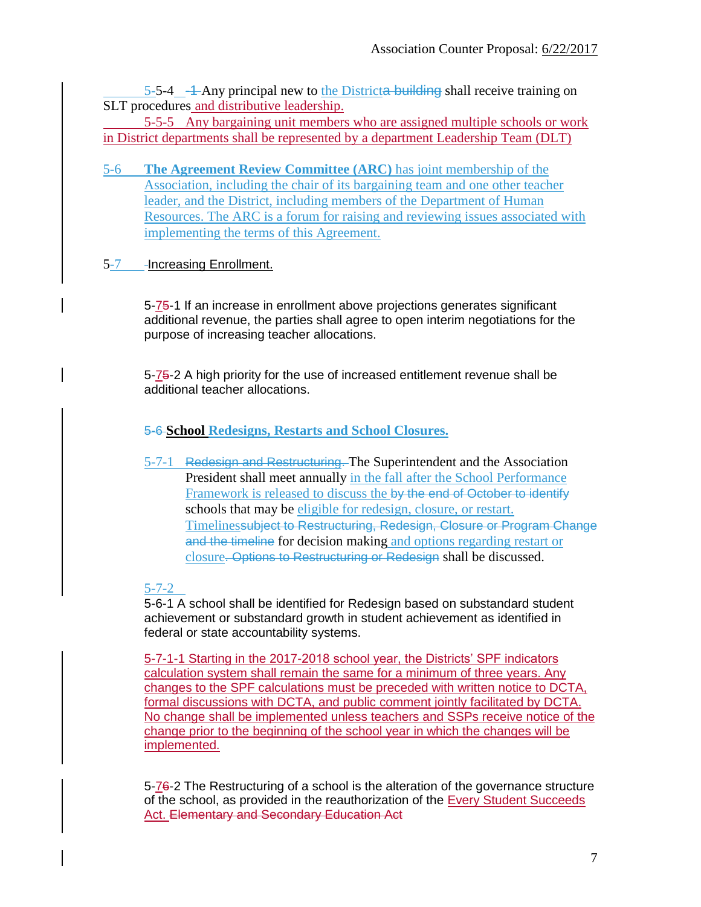5-5-4 -1 Any principal new to the Districta building shall receive training on SLT procedures and distributive leadership.

5-5-5 Any bargaining unit members who are assigned multiple schools or work in District departments shall be represented by a department Leadership Team (DLT)

5-6 **The Agreement Review Committee (ARC)** has joint membership of the Association, including the chair of its bargaining team and one other teacher leader, and the District, including members of the Department of Human Resources. The ARC is a forum for raising and reviewing issues associated with implementing the terms of this Agreement.

5-7 Increasing Enrollment.

5-75-1 If an increase in enrollment above projections generates significant additional revenue, the parties shall agree to open interim negotiations for the purpose of increasing teacher allocations.

5-75-2 A high priority for the use of increased entitlement revenue shall be additional teacher allocations.

5-6 **School Redesigns, Restarts and School Closures.**

5-7-1 Redesign and Restructuring. The Superintendent and the Association President shall meet annually in the fall after the School Performance Framework is released to discuss the by the end of October to identify schools that may be eligible for redesign, closure, or restart. Timelinessubject to Restructuring, Redesign, Closure or Program Change and the timeline for decision making and options regarding restart or closure. Options to Restructuring or Redesign shall be discussed.

5-7-2

5-6-1 A school shall be identified for Redesign based on substandard student achievement or substandard growth in student achievement as identified in federal or state accountability systems.

5-7-1-1 Starting in the 2017-2018 school year, the Districts' SPF indicators calculation system shall remain the same for a minimum of three years. Any changes to the SPF calculations must be preceded with written notice to DCTA, formal discussions with DCTA, and public comment jointly facilitated by DCTA. No change shall be implemented unless teachers and SSPs receive notice of the change prior to the beginning of the school year in which the changes will be implemented.

5-76-2 The Restructuring of a school is the alteration of the governance structure of the school, as provided in the reauthorization of the Every Student Succeeds Act. Elementary and Secondary Education Act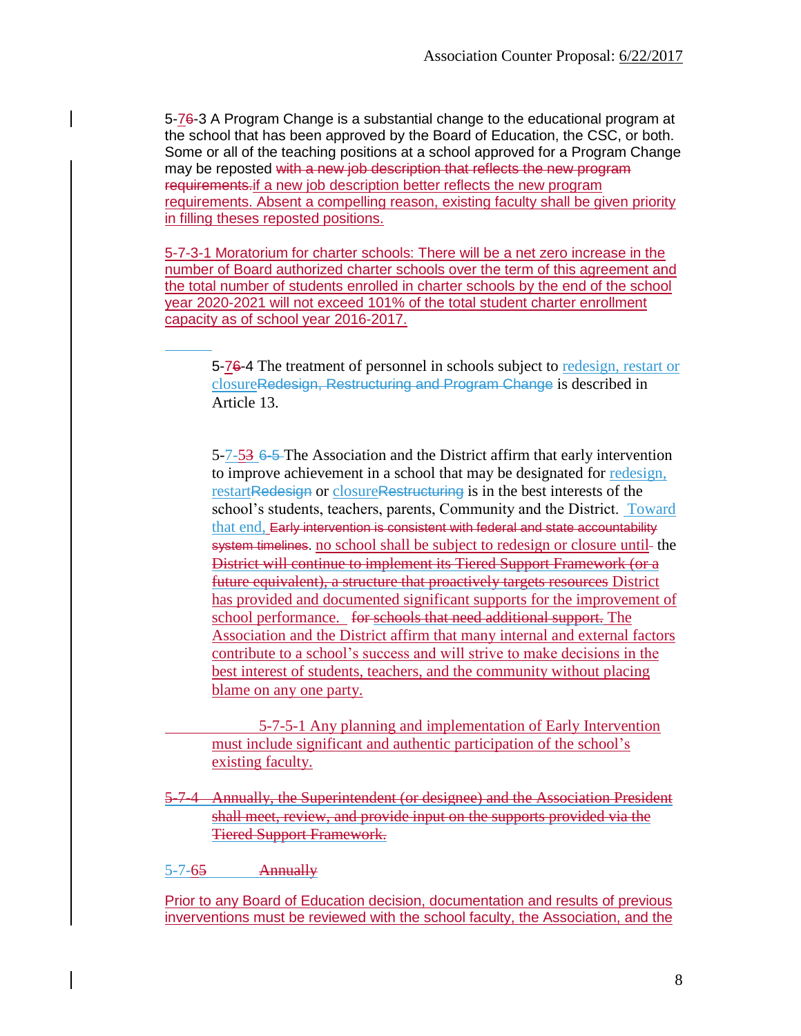5-76-3 A Program Change is a substantial change to the educational program at the school that has been approved by the Board of Education, the CSC, or both. Some or all of the teaching positions at a school approved for a Program Change may be reposted ~~with a new job description that reflects the new program requirements.~~if a new job description better reflects the new program requirements. Absent a compelling reason, existing faculty shall be given priority in filling theses reposted positions.

5-7-3-1 Moratorium for charter schools: There will be a net zero increase in the number of Board authorized charter schools over the term of this agreement and the total number of students enrolled in charter schools by the end of the school year 2020-2021 will not exceed 101% of the total student charter enrollment capacity as of school year 2016-2017.

5-76-4 The treatment of personnel in schools subject to redesign, restart or closure~~Redesign, Restructuring and Program Change~~ is described in Article 13.

5-7-53 ~~6-5~~ The Association and the District affirm that early intervention to improve achievement in a school that may be designated for redesign, restart~~Redesign~~ or closure~~Restructuring~~ is in the best interests of the school's students, teachers, parents, Community and the District. Toward that end, ~~Early intervention is consistent with federal and state accountability system timelines~~. no school shall be subject to redesign or closure until the ~~District will continue to implement its Tiered Support Framework (or a future equivalent), a structure that proactively targets resources~~ District has provided and documented significant supports for the improvement of school performance. ~~for schools that need additional support.~~ The Association and the District affirm that many internal and external factors contribute to a school's success and will strive to make decisions in the best interest of students, teachers, and the community without placing blame on any one party.

5-7-5-1 Any planning and implementation of Early Intervention must include significant and authentic participation of the school's existing faculty.

~~5-7-4 Annually, the Superintendent (or designee) and the Association President shall meet, review, and provide input on the supports provided via the Tiered Support Framework.~~

5-7-65 ~~Annually~~

Prior to any Board of Education decision, documentation and results of previous inverventions must be reviewed with the school faculty, the Association, and the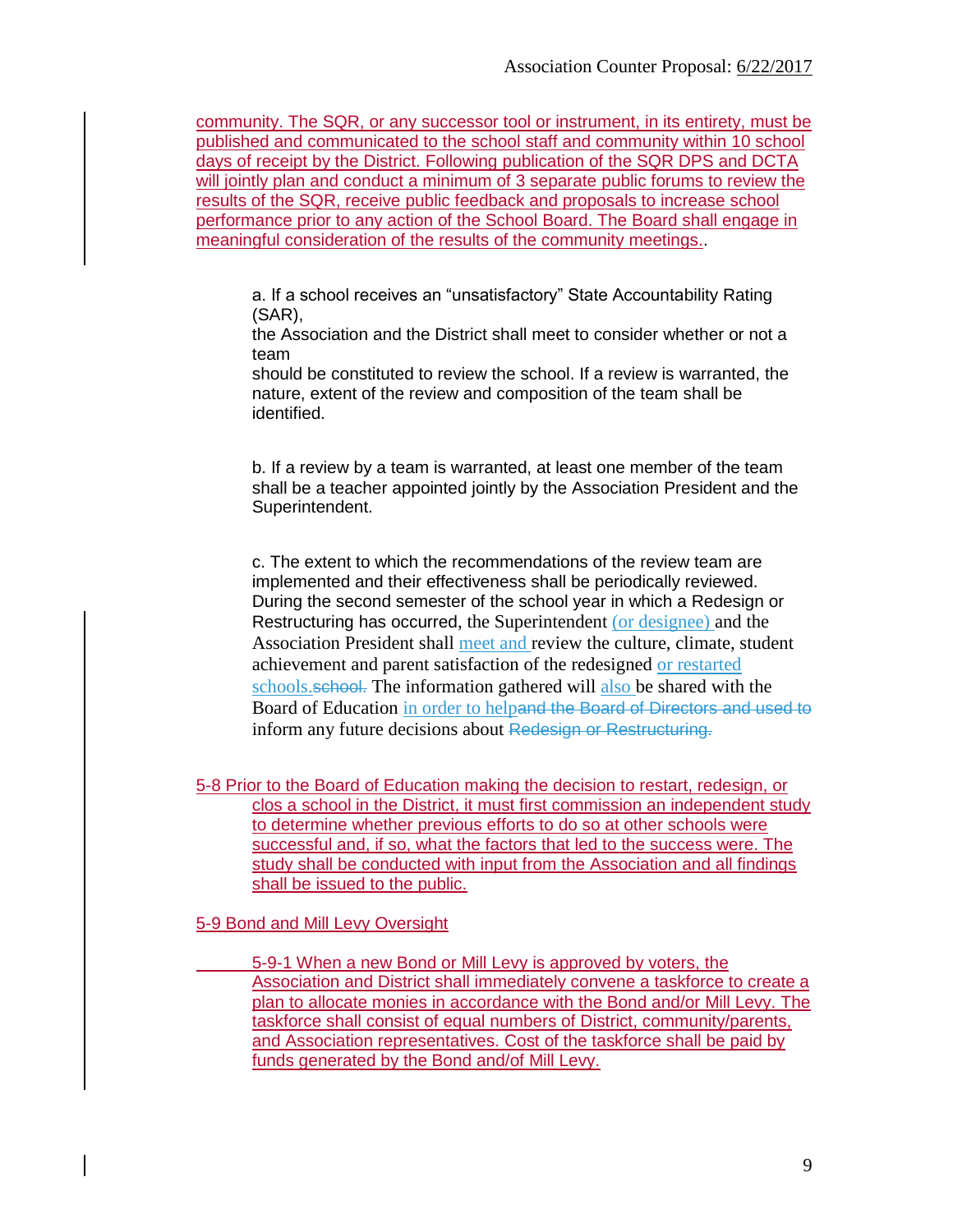community. The SQR, or any successor tool or instrument, in its entirety, must be published and communicated to the school staff and community within 10 school days of receipt by the District. Following publication of the SQR DPS and DCTA will jointly plan and conduct a minimum of 3 separate public forums to review the results of the SQR, receive public feedback and proposals to increase school performance prior to any action of the School Board. The Board shall engage in meaningful consideration of the results of the community meetings..

a. If a school receives an "unsatisfactory" State Accountability Rating (SAR), the Association and the District shall meet to consider whether or not a team should be constituted to review the school. If a review is warranted, the nature, extent of the review and composition of the team shall be identified.

b. If a review by a team is warranted, at least one member of the team shall be a teacher appointed jointly by the Association President and the Superintendent.

c. The extent to which the recommendations of the review team are implemented and their effectiveness shall be periodically reviewed. During the second semester of the school year in which a Redesign or Restructuring has occurred, the Superintendent (or designee) and the Association President shall meet and review the culture, climate, student achievement and parent satisfaction of the redesigned or restarted schools.~~school.~~ The information gathered will also be shared with the Board of Education in order to help~~and the Board of Directors and used to~~ inform any future decisions about ~~Redesign or Restructuring.~~

5-8 Prior to the Board of Education making the decision to restart, redesign, or clos a school in the District, it must first commission an independent study to determine whether previous efforts to do so at other schools were successful and, if so, what the factors that led to the success were. The study shall be conducted with input from the Association and all findings shall be issued to the public.

5-9 Bond and Mill Levy Oversight

5-9-1 When a new Bond or Mill Levy is approved by voters, the Association and District shall immediately convene a taskforce to create a plan to allocate monies in accordance with the Bond and/or Mill Levy. The taskforce shall consist of equal numbers of District, community/parents, and Association representatives. Cost of the taskforce shall be paid by funds generated by the Bond and/of Mill Levy.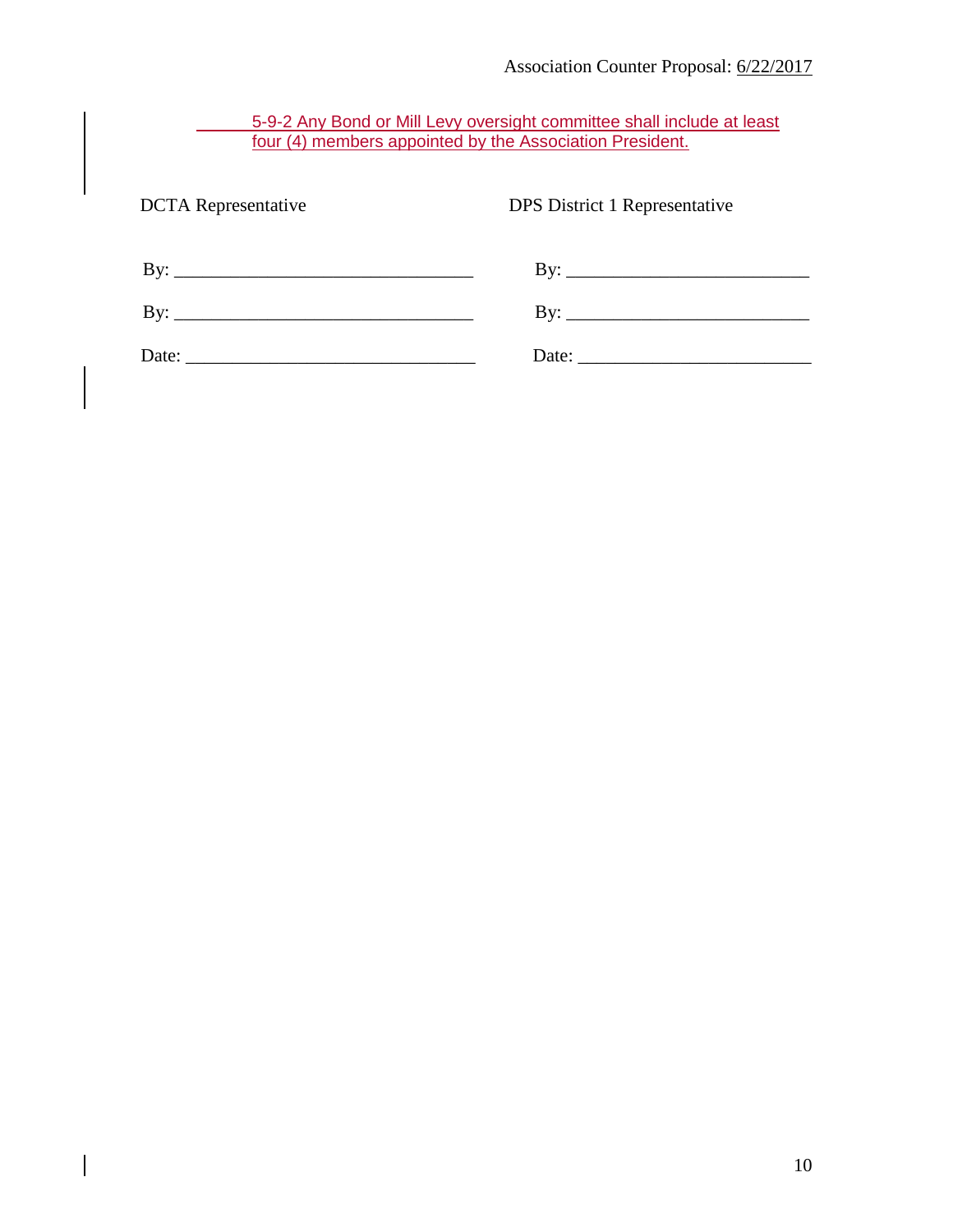5-9-2 Any Bond or Mill Levy oversight committee shall include at least four (4) members appointed by the Association President.

| DCTA Representative | DPS District 1 Representative |
| --- | --- |
| By: ______________________________ | By: ________________________ |
| By: ______________________________ | By: ________________________ |
| Date: _____________________________ | Date: _______________________ |